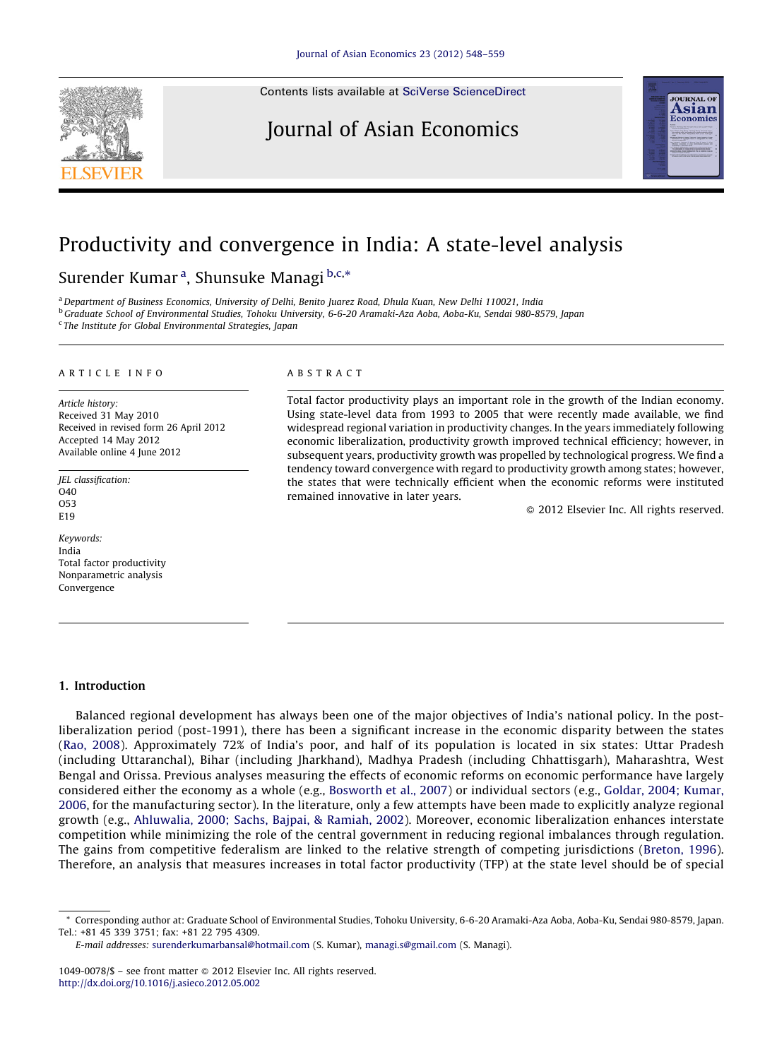# Productivity and convergence in India: A state-level analysis

Surender Kumar [a], Shunsuke Managi [b,c,*]

[a] Department of Business Economics, University of Delhi, Benito Juarez Road, Dhula Kuan, New Delhi 110021, India

[b] Graduate School of Environmental Studies, Tohoku University, 6-6-20 Aramaki-Aza Aoba, Aoba-Ku, Sendai 980-8579, Japan

[c] The Institute for Global Environmental Strategies, Japan

**ARTICLE INFO**

*Article history:*
Received 31 May 2010
Received in revised form 26 April 2012
Accepted 14 May 2012
Available online 4 June 2012

*JEL classification:*
O40
O53
E19

*Keywords:*
India
Total factor productivity
Nonparametric analysis
Convergence

**ABSTRACT**

Total factor productivity plays an important role in the growth of the Indian economy. Using state-level data from 1993 to 2005 that were recently made available, we find widespread regional variation in productivity changes. In the years immediately following economic liberalization, productivity growth improved technical efficiency; however, in subsequent years, productivity growth was propelled by technological progress. We find a tendency toward convergence with regard to productivity growth among states; however, the states that were technically efficient when the economic reforms were instituted remained innovative in later years.

© 2012 Elsevier Inc. All rights reserved.

## 1. Introduction

Balanced regional development has always been one of the major objectives of India's national policy. In the post-liberalization period (post-1991), there has been a significant increase in the economic disparity between the states (Rao, 2008). Approximately 72% of India's poor, and half of its population is located in six states: Uttar Pradesh (including Uttaranchal), Bihar (including Jharkhand), Madhya Pradesh (including Chhattisgarh), Maharashtra, West Bengal and Orissa. Previous analyses measuring the effects of economic reforms on economic performance have largely considered either the economy as a whole (e.g., Bosworth et al., 2007) or individual sectors (e.g., Goldar, 2004; Kumar, 2006, for the manufacturing sector). In the literature, only a few attempts have been made to explicitly analyze regional growth (e.g., Ahluwalia, 2000; Sachs, Bajpai, & Ramiah, 2002). Moreover, economic liberalization enhances interstate competition while minimizing the role of the central government in reducing regional imbalances through regulation. The gains from competitive federalism are linked to the relative strength of competing jurisdictions (Breton, 1996). Therefore, an analysis that measures increases in total factor productivity (TFP) at the state level should be of special

* Corresponding author at: Graduate School of Environmental Studies, Tohoku University, 6-6-20 Aramaki-Aza Aoba, Aoba-Ku, Sendai 980-8579, Japan. Tel.: +81 45 339 3751; fax: +81 22 795 4309.

E-mail addresses: surenderkumarbansal@hotmail.com (S. Kumar), managi.s@gmail.com (S. Managi).

1049-0078/$ – see front matter © 2012 Elsevier Inc. All rights reserved.
http://dx.doi.org/10.1016/j.asieco.2012.05.002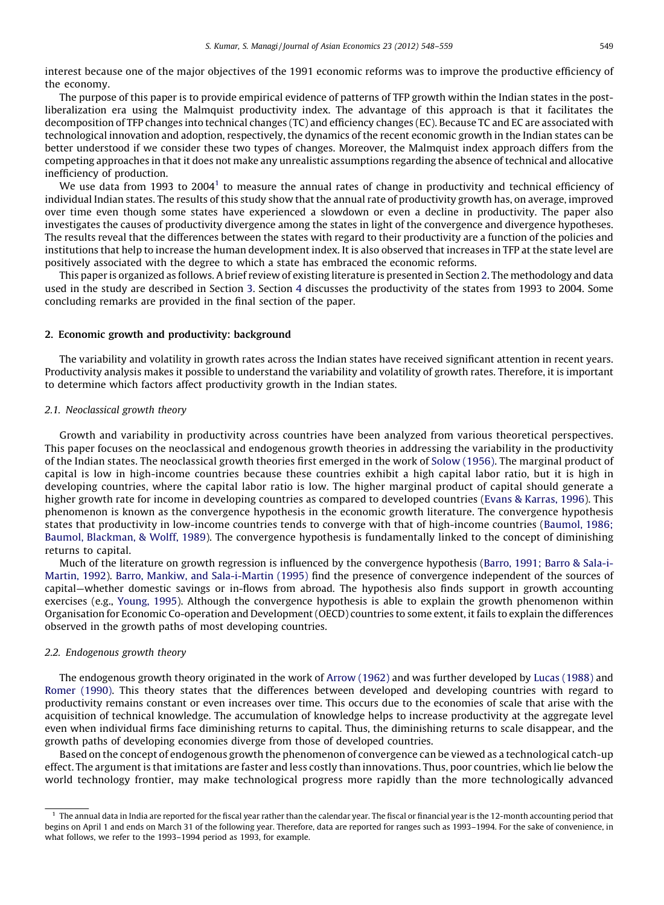interest because one of the major objectives of the 1991 economic reforms was to improve the productive efficiency of the economy.

The purpose of this paper is to provide empirical evidence of patterns of TFP growth within the Indian states in the post-liberalization era using the Malmquist productivity index. The advantage of this approach is that it facilitates the decomposition of TFP changes into technical changes (TC) and efficiency changes (EC). Because TC and EC are associated with technological innovation and adoption, respectively, the dynamics of the recent economic growth in the Indian states can be better understood if we consider these two types of changes. Moreover, the Malmquist index approach differs from the competing approaches in that it does not make any unrealistic assumptions regarding the absence of technical and allocative inefficiency of production.

We use data from 1993 to 2004[1] to measure the annual rates of change in productivity and technical efficiency of individual Indian states. The results of this study show that the annual rate of productivity growth has, on average, improved over time even though some states have experienced a slowdown or even a decline in productivity. The paper also investigates the causes of productivity divergence among the states in light of the convergence and divergence hypotheses. The results reveal that the differences between the states with regard to their productivity are a function of the policies and institutions that help to increase the human development index. It is also observed that increases in TFP at the state level are positively associated with the degree to which a state has embraced the economic reforms.

This paper is organized as follows. A brief review of existing literature is presented in Section 2. The methodology and data used in the study are described in Section 3. Section 4 discusses the productivity of the states from 1993 to 2004. Some concluding remarks are provided in the final section of the paper.

## 2. Economic growth and productivity: background

The variability and volatility in growth rates across the Indian states have received significant attention in recent years. Productivity analysis makes it possible to understand the variability and volatility of growth rates. Therefore, it is important to determine which factors affect productivity growth in the Indian states.

### 2.1. Neoclassical growth theory

Growth and variability in productivity across countries have been analyzed from various theoretical perspectives. This paper focuses on the neoclassical and endogenous growth theories in addressing the variability in the productivity of the Indian states. The neoclassical growth theories first emerged in the work of Solow (1956). The marginal product of capital is low in high-income countries because these countries exhibit a high capital labor ratio, but it is high in developing countries, where the capital labor ratio is low. The higher marginal product of capital should generate a higher growth rate for income in developing countries as compared to developed countries (Evans & Karras, 1996). This phenomenon is known as the convergence hypothesis in the economic growth literature. The convergence hypothesis states that productivity in low-income countries tends to converge with that of high-income countries (Baumol, 1986; Baumol, Blackman, & Wolff, 1989). The convergence hypothesis is fundamentally linked to the concept of diminishing returns to capital.

Much of the literature on growth regression is influenced by the convergence hypothesis (Barro, 1991; Barro & Sala-i-Martin, 1992). Barro, Mankiw, and Sala-i-Martin (1995) find the presence of convergence independent of the sources of capital—whether domestic savings or in-flows from abroad. The hypothesis also finds support in growth accounting exercises (e.g., Young, 1995). Although the convergence hypothesis is able to explain the growth phenomenon within Organisation for Economic Co-operation and Development (OECD) countries to some extent, it fails to explain the differences observed in the growth paths of most developing countries.

### 2.2. Endogenous growth theory

The endogenous growth theory originated in the work of Arrow (1962) and was further developed by Lucas (1988) and Romer (1990). This theory states that the differences between developed and developing countries with regard to productivity remains constant or even increases over time. This occurs due to the economies of scale that arise with the acquisition of technical knowledge. The accumulation of knowledge helps to increase productivity at the aggregate level even when individual firms face diminishing returns to capital. Thus, the diminishing returns to scale disappear, and the growth paths of developing economies diverge from those of developed countries.

Based on the concept of endogenous growth the phenomenon of convergence can be viewed as a technological catch-up effect. The argument is that imitations are faster and less costly than innovations. Thus, poor countries, which lie below the world technology frontier, may make technological progress more rapidly than the more technologically advanced

[1] The annual data in India are reported for the fiscal year rather than the calendar year. The fiscal or financial year is the 12-month accounting period that begins on April 1 and ends on March 31 of the following year. Therefore, data are reported for ranges such as 1993–1994. For the sake of convenience, in what follows, we refer to the 1993–1994 period as 1993, for example.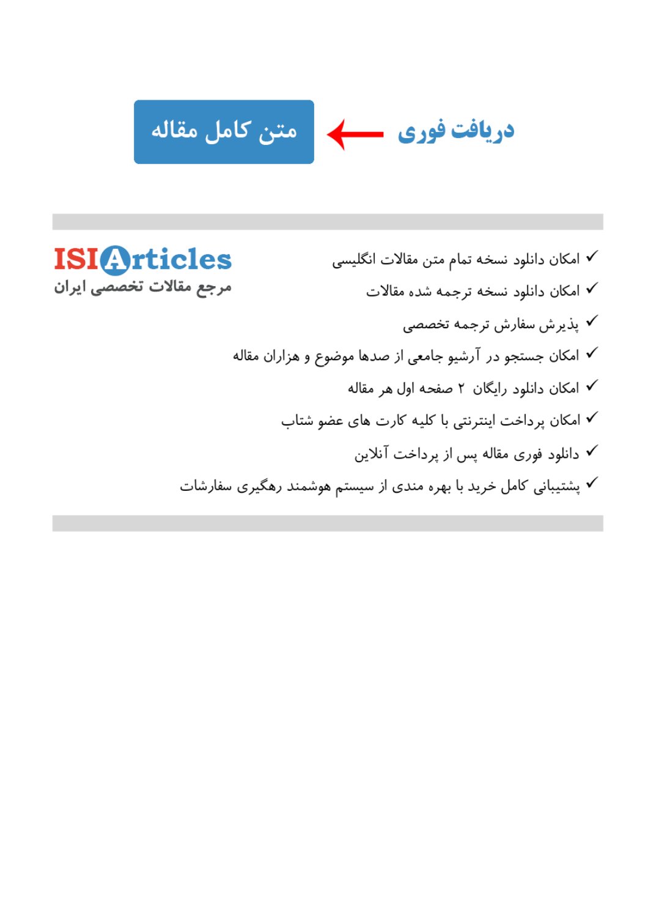دریافت فوری ← **متن کامل مقاله**

**ISIArticles**
مرجع مقالات تخصصی ایران

- ✓ امکان دانلود نسخه تمام متن مقالات انگلیسی
- ✓ امکان دانلود نسخه ترجمه شده مقالات
- ✓ پذیرش سفارش ترجمه تخصصی
- ✓ امکان جستجو در آرشیو جامعی از صدها موضوع و هزاران مقاله
- ✓ امکان دانلود رایگان ۲ صفحه اول هر مقاله
- ✓ امکان پرداخت اینترنتی با کلیه کارت های عضو شتاب
- ✓ دانلود فوری مقاله پس از پرداخت آنلاین
- ✓ پشتیبانی کامل خرید با بهره مندی از سیستم هوشمند رهگیری سفارشات